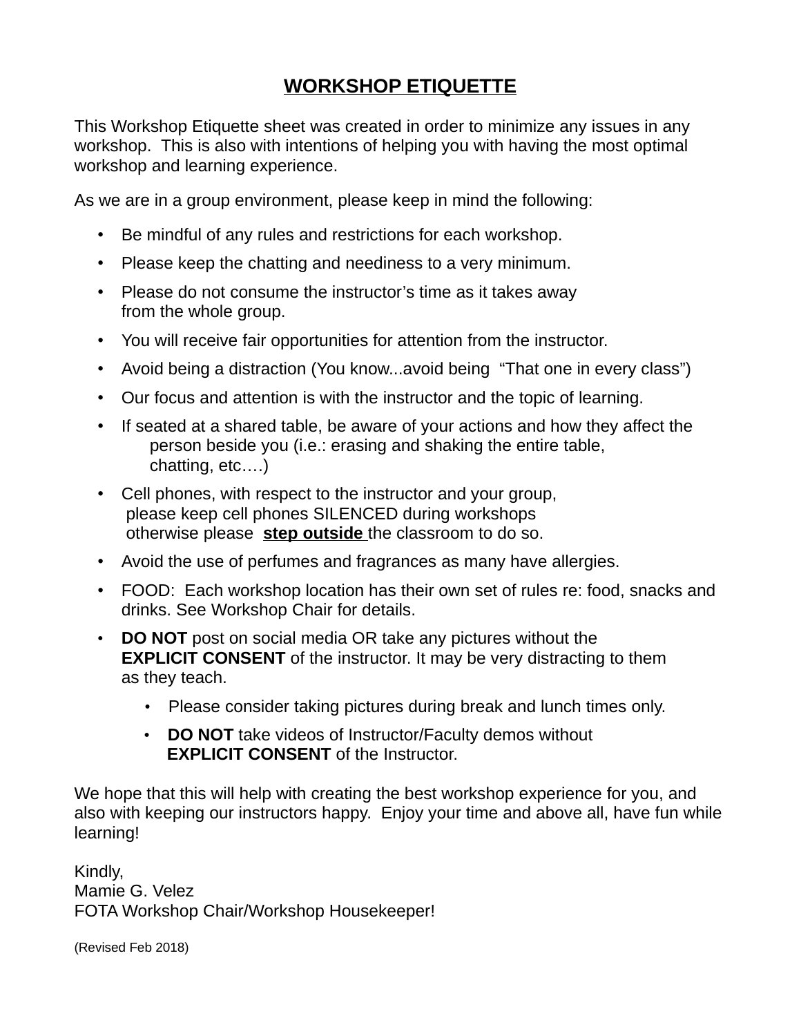# WORKSHOP ETIQUETTE

This Workshop Etiquette sheet was created in order to minimize any issues in any workshop. This is also with intentions of helping you with having the most optimal workshop and learning experience.

As we are in a group environment, please keep in mind the following:

- Be mindful of any rules and restrictions for each workshop.
- Please keep the chatting and neediness to a very minimum.
- Please do not consume the instructor's time as it takes away from the whole group.
- You will receive fair opportunities for attention from the instructor.
- Avoid being a distraction (You know...avoid being "That one in every class")
- Our focus and attention is with the instructor and the topic of learning.
- If seated at a shared table, be aware of your actions and how they affect the person beside you (i.e.: erasing and shaking the entire table, chatting, etc….)
- Cell phones, with respect to the instructor and your group, please keep cell phones SILENCED during workshops otherwise please **step outside** the classroom to do so.
- Avoid the use of perfumes and fragrances as many have allergies.
- FOOD: Each workshop location has their own set of rules re: food, snacks and drinks. See Workshop Chair for details.
- **DO NOT** post on social media OR take any pictures without the **EXPLICIT CONSENT** of the instructor. It may be very distracting to them as they teach.
    - Please consider taking pictures during break and lunch times only.
    - **DO NOT** take videos of Instructor/Faculty demos without **EXPLICIT CONSENT** of the Instructor.

We hope that this will help with creating the best workshop experience for you, and also with keeping our instructors happy. Enjoy your time and above all, have fun while learning!

Kindly,
Mamie G. Velez
FOTA Workshop Chair/Workshop Housekeeper!

(Revised Feb 2018)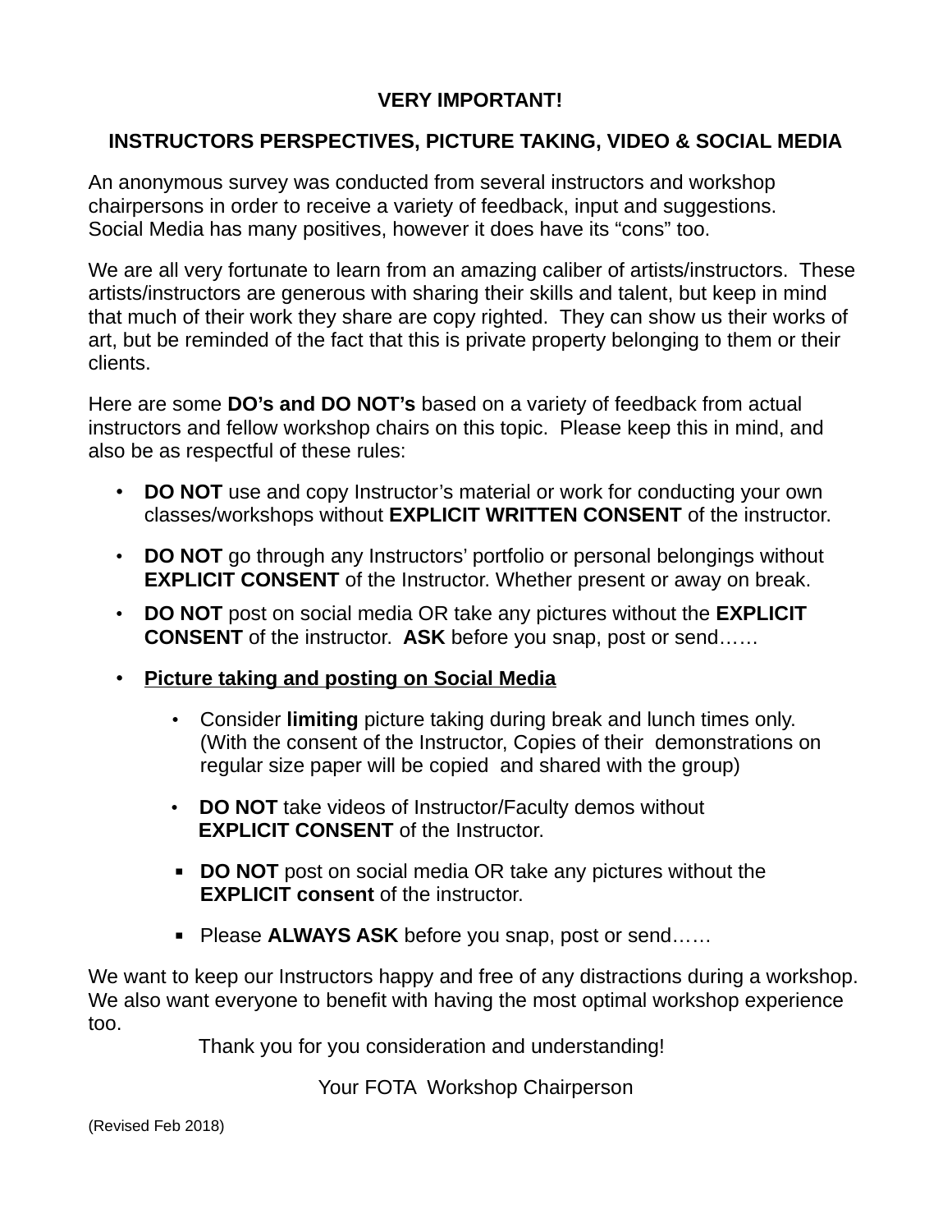**VERY IMPORTANT!**

**INSTRUCTORS PERSPECTIVES, PICTURE TAKING, VIDEO & SOCIAL MEDIA**

An anonymous survey was conducted from several instructors and workshop chairpersons in order to receive a variety of feedback, input and suggestions. Social Media has many positives, however it does have its “cons” too.

We are all very fortunate to learn from an amazing caliber of artists/instructors. These artists/instructors are generous with sharing their skills and talent, but keep in mind that much of their work they share are copy righted. They can show us their works of art, but be reminded of the fact that this is private property belonging to them or their clients.

Here are some **DO’s and DO NOT’s** based on a variety of feedback from actual instructors and fellow workshop chairs on this topic. Please keep this in mind, and also be as respectful of these rules:

- **DO NOT** use and copy Instructor’s material or work for conducting your own classes/workshops without **EXPLICIT WRITTEN CONSENT** of the instructor.
- **DO NOT** go through any Instructors’ portfolio or personal belongings without **EXPLICIT CONSENT** of the Instructor. Whether present or away on break.
- **DO NOT** post on social media OR take any pictures without the **EXPLICIT CONSENT** of the instructor. **ASK** before you snap, post or send……
- **<u>Picture taking and posting on Social Media</u>**
    - Consider **limiting** picture taking during break and lunch times only. (With the consent of the Instructor, Copies of their demonstrations on regular size paper will be copied and shared with the group)
    - **DO NOT** take videos of Instructor/Faculty demos without **EXPLICIT CONSENT** of the Instructor.
    - **DO NOT** post on social media OR take any pictures without the **EXPLICIT consent** of the instructor.
    - Please **ALWAYS ASK** before you snap, post or send……

We want to keep our Instructors happy and free of any distractions during a workshop. We also want everyone to benefit with having the most optimal workshop experience too.

Thank you for you consideration and understanding!

Your FOTA Workshop Chairperson

(Revised Feb 2018)